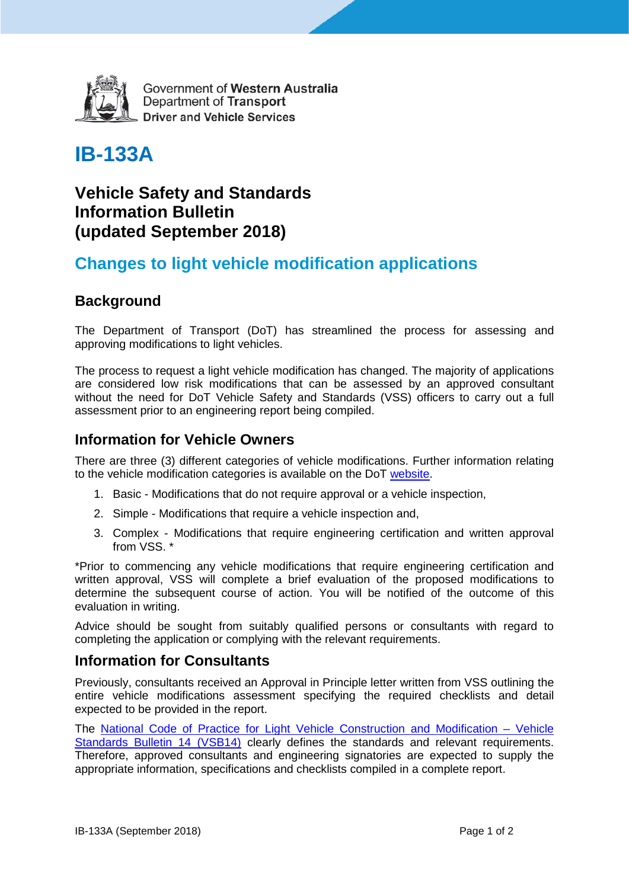Government of Western Australia
Department of Transport
Driver and Vehicle Services

# IB-133A

## Vehicle Safety and Standards Information Bulletin (updated September 2018)

## Changes to light vehicle modification applications

### Background

The Department of Transport (DoT) has streamlined the process for assessing and approving modifications to light vehicles.

The process to request a light vehicle modification has changed. The majority of applications are considered low risk modifications that can be assessed by an approved consultant without the need for DoT Vehicle Safety and Standards (VSS) officers to carry out a full assessment prior to an engineering report being compiled.

### Information for Vehicle Owners

There are three (3) different categories of vehicle modifications. Further information relating to the vehicle modification categories is available on the DoT website.

1. Basic - Modifications that do not require approval or a vehicle inspection,
2. Simple - Modifications that require a vehicle inspection and,
3. Complex - Modifications that require engineering certification and written approval from VSS. *

*Prior to commencing any vehicle modifications that require engineering certification and written approval, VSS will complete a brief evaluation of the proposed modifications to determine the subsequent course of action. You will be notified of the outcome of this evaluation in writing.

Advice should be sought from suitably qualified persons or consultants with regard to completing the application or complying with the relevant requirements.

### Information for Consultants

Previously, consultants received an Approval in Principle letter written from VSS outlining the entire vehicle modifications assessment specifying the required checklists and detail expected to be provided in the report.

The National Code of Practice for Light Vehicle Construction and Modification – Vehicle Standards Bulletin 14 (VSB14) clearly defines the standards and relevant requirements. Therefore, approved consultants and engineering signatories are expected to supply the appropriate information, specifications and checklists compiled in a complete report.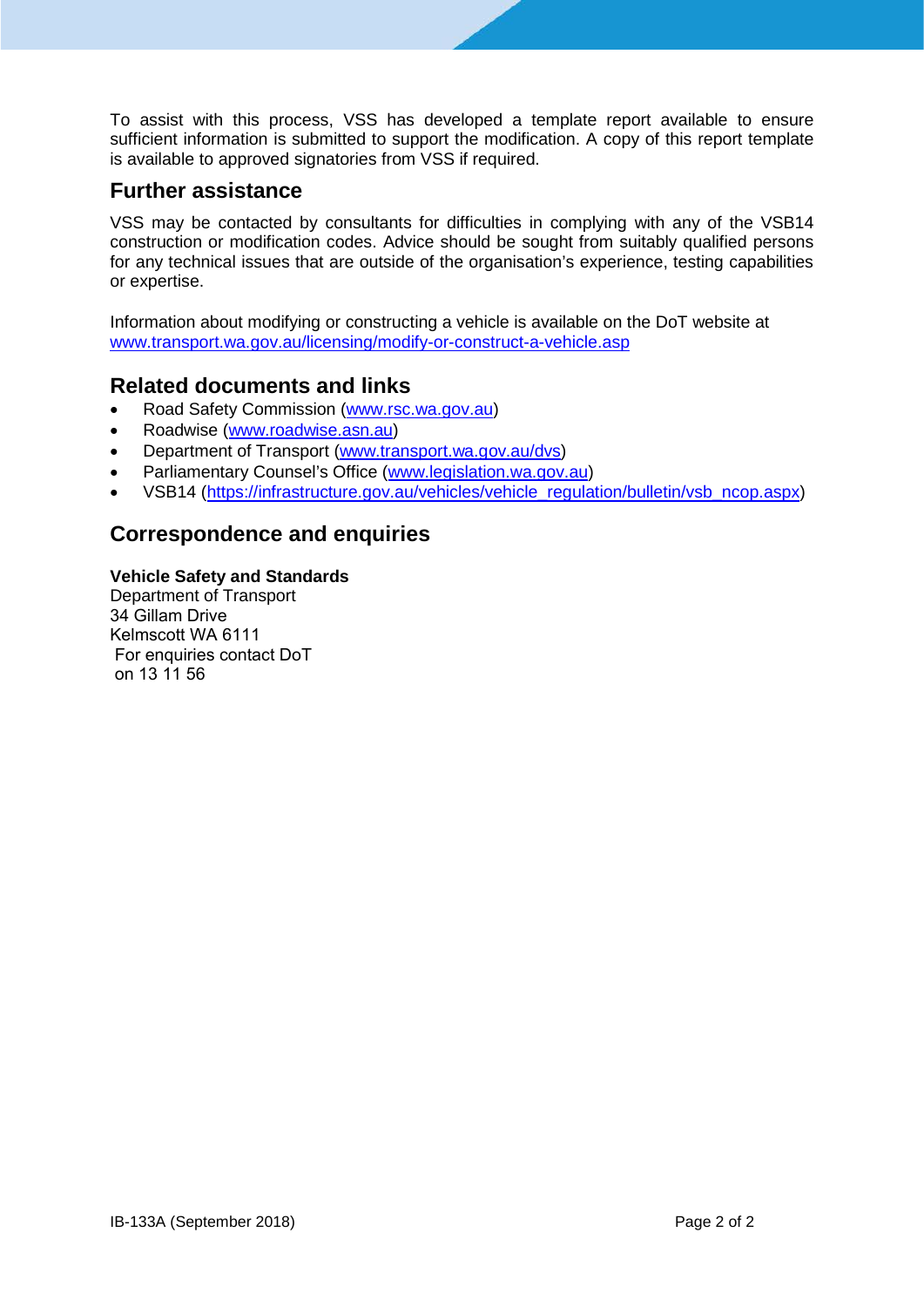To assist with this process, VSS has developed a template report available to ensure sufficient information is submitted to support the modification. A copy of this report template is available to approved signatories from VSS if required.

## Further assistance

VSS may be contacted by consultants for difficulties in complying with any of the VSB14 construction or modification codes. Advice should be sought from suitably qualified persons for any technical issues that are outside of the organisation's experience, testing capabilities or expertise.

Information about modifying or constructing a vehicle is available on the DoT website at www.transport.wa.gov.au/licensing/modify-or-construct-a-vehicle.asp

## Related documents and links

- Road Safety Commission (www.rsc.wa.gov.au)
- Roadwise (www.roadwise.asn.au)
- Department of Transport (www.transport.wa.gov.au/dvs)
- Parliamentary Counsel's Office (www.legislation.wa.gov.au)
- VSB14 (https://infrastructure.gov.au/vehicles/vehicle_regulation/bulletin/vsb_ncop.aspx)

## Correspondence and enquiries

**Vehicle Safety and Standards**
Department of Transport
34 Gillam Drive
Kelmscott WA 6111
For enquiries contact DoT
on 13 11 56

IB-133A (September 2018)